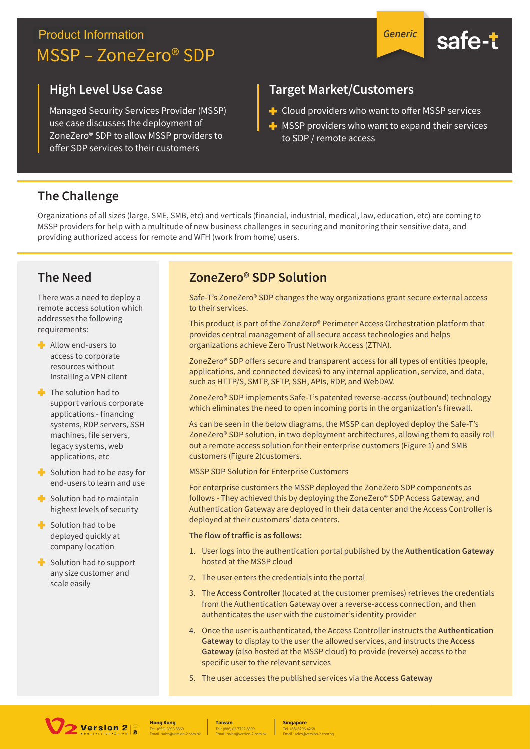Product Information

# MSSP – ZoneZero® SDP

Generic

safe-t

## High Level Use Case

Managed Security Services Provider (MSSP) use case discusses the deployment of ZoneZero® SDP to allow MSSP providers to offer SDP services to their customers

## Target Market/Customers

- Cloud providers who want to offer MSSP services
- MSSP providers who want to expand their services to SDP / remote access

## The Challenge

Organizations of all sizes (large, SME, SMB, etc) and verticals (financial, industrial, medical, law, education, etc) are coming to MSSP providers for help with a multitude of new business challenges in securing and monitoring their sensitive data, and providing authorized access for remote and WFH (work from home) users.

## The Need

There was a need to deploy a remote access solution which addresses the following requirements:

- Allow end-users to access to corporate resources without installing a VPN client
- The solution had to support various corporate applications - financing systems, RDP servers, SSH machines, file servers, legacy systems, web applications, etc
- Solution had to be easy for end-users to learn and use
- Solution had to maintain highest levels of security
- Solution had to be deployed quickly at company location
- Solution had to support any size customer and scale easily

## ZoneZero® SDP Solution

Safe-T's ZoneZero® SDP changes the way organizations grant secure external access to their services.

This product is part of the ZoneZero® Perimeter Access Orchestration platform that provides central management of all secure access technologies and helps organizations achieve Zero Trust Network Access (ZTNA).

ZoneZero® SDP offers secure and transparent access for all types of entities (people, applications, and connected devices) to any internal application, service, and data, such as HTTP/S, SMTP, SFTP, SSH, APIs, RDP, and WebDAV.

ZoneZero® SDP implements Safe-T's patented reverse-access (outbound) technology which eliminates the need to open incoming ports in the organization's firewall.

As can be seen in the below diagrams, the MSSP can deployed deploy the Safe-T's ZoneZero® SDP solution, in two deployment architectures, allowing them to easily roll out a remote access solution for their enterprise customers (Figure 1) and SMB customers (Figure 2)customers.

MSSP SDP Solution for Enterprise Customers

For enterprise customers the MSSP deployed the ZoneZero SDP components as follows - They achieved this by deploying the ZoneZero® SDP Access Gateway, and Authentication Gateway are deployed in their data center and the Access Controller is deployed at their customers' data centers.

**The flow of traffic is as follows:**

1. User logs into the authentication portal published by the **Authentication Gateway** hosted at the MSSP cloud
2. The user enters the credentials into the portal
3. The **Access Controller** (located at the customer premises) retrieves the credentials from the Authentication Gateway over a reverse-access connection, and then authenticates the user with the customer's identity provider
4. Once the user is authenticated, the Access Controller instructs the **Authentication Gateway** to display to the user the allowed services, and instructs the **Access Gateway** (also hosted at the MSSP cloud) to provide (reverse) access to the specific user to the relevant services
5. The user accesses the published services via the **Access Gateway**

Version 2

**Hong Kong**
Tel : (852) 2893 8860
Email : sales@version-2.com.hk

**Taiwan**
Tel : (886) 02 7722 6899
Email : sales@version-2.com.tw

**Singapore**
Tel : (65) 6296 4268
Email : sales@version-2.com.sg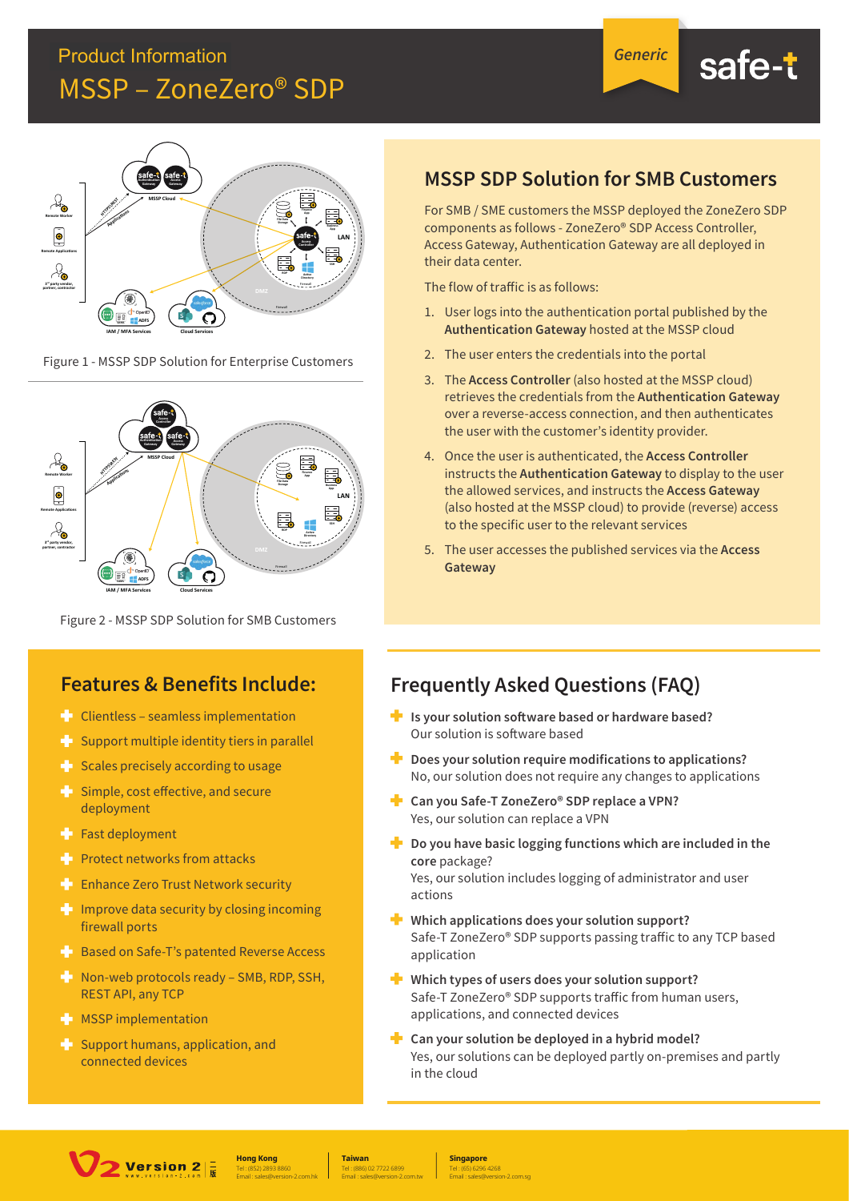# Product Information
# MSSP – ZoneZero® SDP

*Generic*

safe-t

Figure 1 - MSSP SDP Solution for Enterprise Customers

Figure 2 - MSSP SDP Solution for SMB Customers

## MSSP SDP Solution for SMB Customers

For SMB / SME customers the MSSP deployed the ZoneZero SDP components as follows - ZoneZero® SDP Access Controller, Access Gateway, Authentication Gateway are all deployed in their data center.

The flow of traffic is as follows:

1. User logs into the authentication portal published by the **Authentication Gateway** hosted at the MSSP cloud
2. The user enters the credentials into the portal
3. The **Access Controller** (also hosted at the MSSP cloud) retrieves the credentials from the **Authentication Gateway** over a reverse-access connection, and then authenticates the user with the customer's identity provider.
4. Once the user is authenticated, the **Access Controller** instructs the **Authentication Gateway** to display to the user the allowed services, and instructs the **Access Gateway** (also hosted at the MSSP cloud) to provide (reverse) access to the specific user to the relevant services
5. The user accesses the published services via the **Access Gateway**

## Features & Benefits Include:

- Clientless – seamless implementation
- Support multiple identity tiers in parallel
- Scales precisely according to usage
- Simple, cost effective, and secure deployment
- Fast deployment
- Protect networks from attacks
- Enhance Zero Trust Network security
- Improve data security by closing incoming firewall ports
- Based on Safe-T's patented Reverse Access
- Non-web protocols ready – SMB, RDP, SSH, REST API, any TCP
- MSSP implementation
- Support humans, application, and connected devices

## Frequently Asked Questions (FAQ)

- **Is your solution software based or hardware based?**
  Our solution is software based
- **Does your solution require modifications to applications?**
  No, our solution does not require any changes to applications
- **Can you Safe-T ZoneZero® SDP replace a VPN?**
  Yes, our solution can replace a VPN
- **Do you have basic logging functions which are included in the core** package?
  Yes, our solution includes logging of administrator and user actions
- **Which applications does your solution support?**
  Safe-T ZoneZero® SDP supports passing traffic to any TCP based application
- **Which types of users does your solution support?**
  Safe-T ZoneZero® SDP supports traffic from human users, applications, and connected devices
- **Can your solution be deployed in a hybrid model?**
  Yes, our solutions can be deployed partly on-premises and partly in the cloud

Version 2 www.version-2.com

**Hong Kong**
Tel : (852) 2893 8860
Email : sales@version-2.com.hk

**Taiwan**
Tel : (886) 02 7722 6899
Email : sales@version-2.com.tw

**Singapore**
Tel : (65) 6296 4268
Email : sales@version-2.com.sg